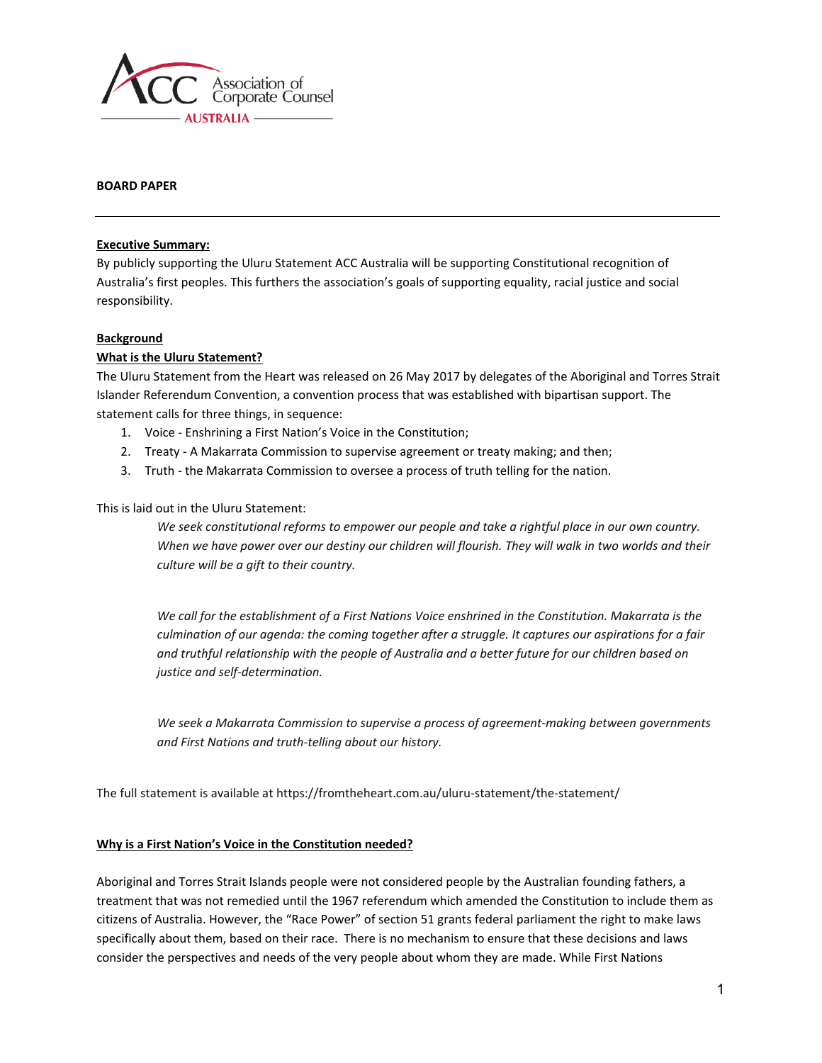**BOARD PAPER**

---

**Executive Summary:**

By publicly supporting the Uluru Statement ACC Australia will be supporting Constitutional recognition of Australia's first peoples. This furthers the association's goals of supporting equality, racial justice and social responsibility.

**Background**

**What is the Uluru Statement?**

The Uluru Statement from the Heart was released on 26 May 2017 by delegates of the Aboriginal and Torres Strait Islander Referendum Convention, a convention process that was established with bipartisan support. The statement calls for three things, in sequence:

1. Voice - Enshrining a First Nation's Voice in the Constitution;
2. Treaty - A Makarrata Commission to supervise agreement or treaty making; and then;
3. Truth - the Makarrata Commission to oversee a process of truth telling for the nation.

This is laid out in the Uluru Statement:

> *We seek constitutional reforms to empower our people and take a rightful place in our own country. When we have power over our destiny our children will flourish. They will walk in two worlds and their culture will be a gift to their country.*
>
> *We call for the establishment of a First Nations Voice enshrined in the Constitution. Makarrata is the culmination of our agenda: the coming together after a struggle. It captures our aspirations for a fair and truthful relationship with the people of Australia and a better future for our children based on justice and self-determination.*
>
> *We seek a Makarrata Commission to supervise a process of agreement-making between governments and First Nations and truth-telling about our history.*

The full statement is available at https://fromtheheart.com.au/uluru-statement/the-statement/

**Why is a First Nation's Voice in the Constitution needed?**

Aboriginal and Torres Strait Islands people were not considered people by the Australian founding fathers, a treatment that was not remedied until the 1967 referendum which amended the Constitution to include them as citizens of Australia. However, the "Race Power" of section 51 grants federal parliament the right to make laws specifically about them, based on their race. There is no mechanism to ensure that these decisions and laws consider the perspectives and needs of the very people about whom they are made. While First Nations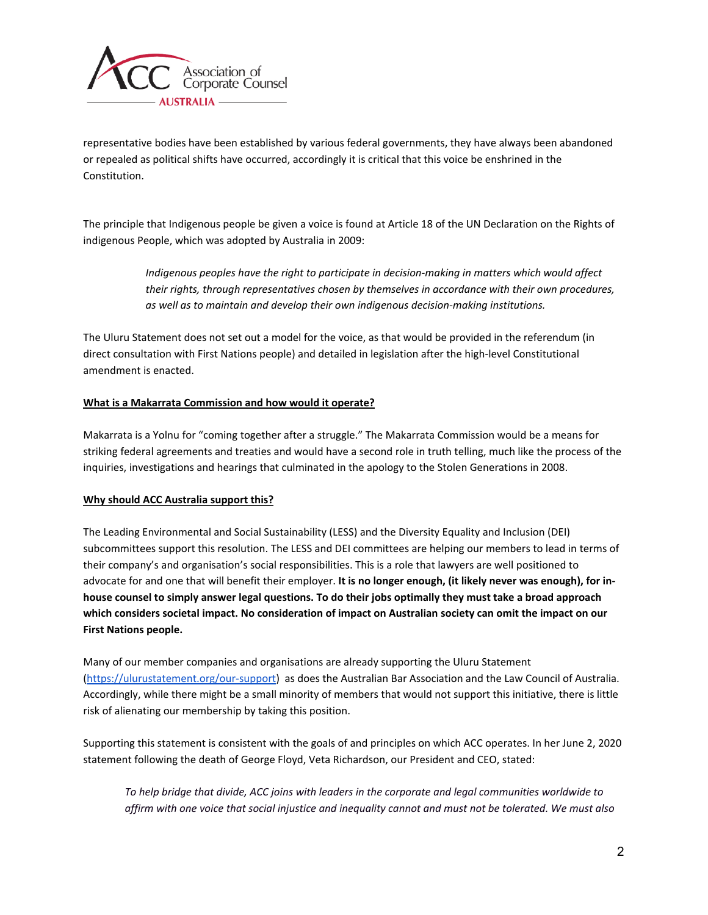representative bodies have been established by various federal governments, they have always been abandoned or repealed as political shifts have occurred, accordingly it is critical that this voice be enshrined in the Constitution.

The principle that Indigenous people be given a voice is found at Article 18 of the UN Declaration on the Rights of indigenous People, which was adopted by Australia in 2009:

> *Indigenous peoples have the right to participate in decision-making in matters which would affect their rights, through representatives chosen by themselves in accordance with their own procedures, as well as to maintain and develop their own indigenous decision-making institutions.*

The Uluru Statement does not set out a model for the voice, as that would be provided in the referendum (in direct consultation with First Nations people) and detailed in legislation after the high-level Constitutional amendment is enacted.

**What is a Makarrata Commission and how would it operate?**

Makarrata is a Yolnu for "coming together after a struggle." The Makarrata Commission would be a means for striking federal agreements and treaties and would have a second role in truth telling, much like the process of the inquiries, investigations and hearings that culminated in the apology to the Stolen Generations in 2008.

**Why should ACC Australia support this?**

The Leading Environmental and Social Sustainability (LESS) and the Diversity Equality and Inclusion (DEI) subcommittees support this resolution. The LESS and DEI committees are helping our members to lead in terms of their company's and organisation's social responsibilities. This is a role that lawyers are well positioned to advocate for and one that will benefit their employer. **It is no longer enough, (it likely never was enough), for in-house counsel to simply answer legal questions. To do their jobs optimally they must take a broad approach which considers societal impact. No consideration of impact on Australian society can omit the impact on our First Nations people.**

Many of our member companies and organisations are already supporting the Uluru Statement (https://ulurustatement.org/our-support) as does the Australian Bar Association and the Law Council of Australia. Accordingly, while there might be a small minority of members that would not support this initiative, there is little risk of alienating our membership by taking this position.

Supporting this statement is consistent with the goals of and principles on which ACC operates. In her June 2, 2020 statement following the death of George Floyd, Veta Richardson, our President and CEO, stated:

> *To help bridge that divide, ACC joins with leaders in the corporate and legal communities worldwide to affirm with one voice that social injustice and inequality cannot and must not be tolerated. We must also*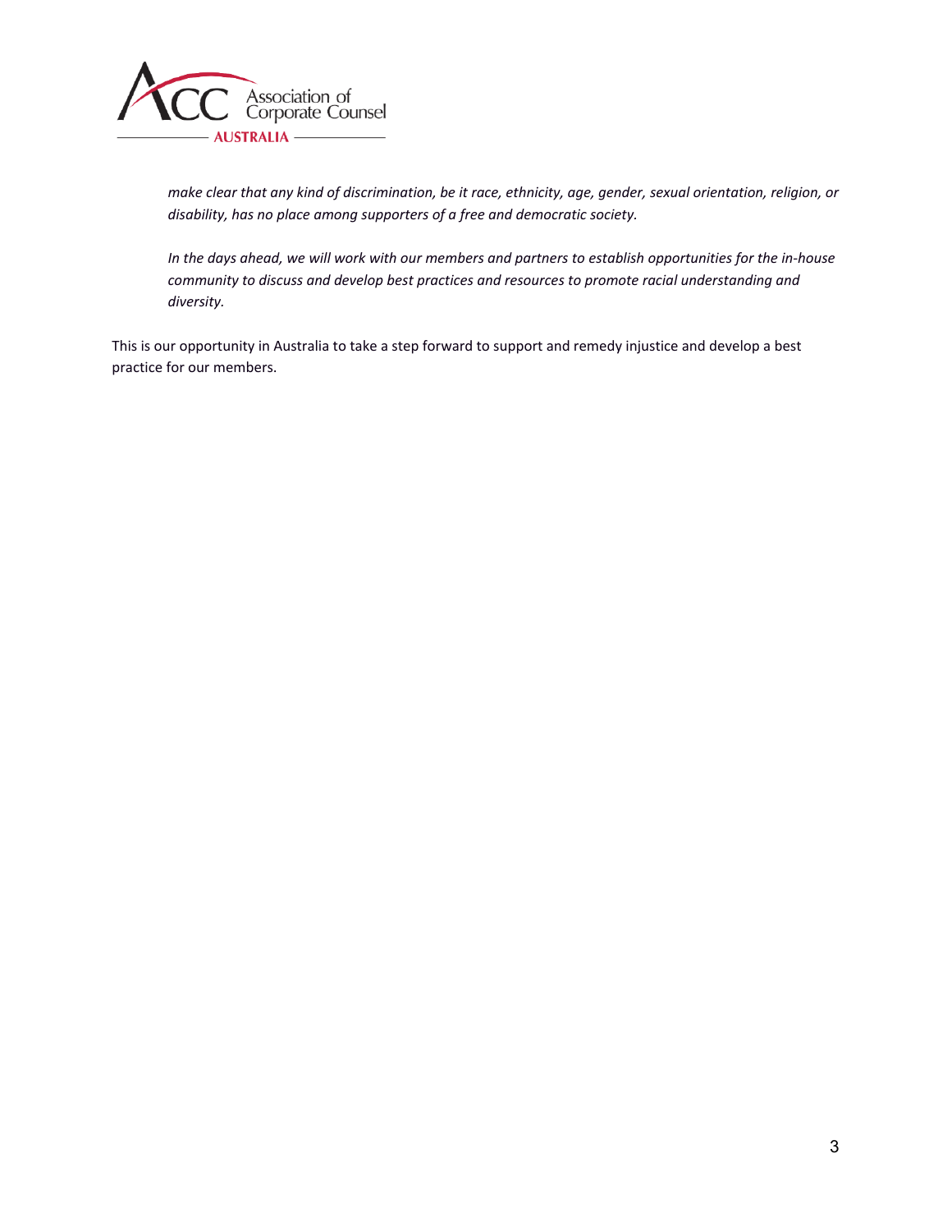*make clear that any kind of discrimination, be it race, ethnicity, age, gender, sexual orientation, religion, or disability, has no place among supporters of a free and democratic society.*

*In the days ahead, we will work with our members and partners to establish opportunities for the in-house community to discuss and develop best practices and resources to promote racial understanding and diversity.*

This is our opportunity in Australia to take a step forward to support and remedy injustice and develop a best practice for our members.